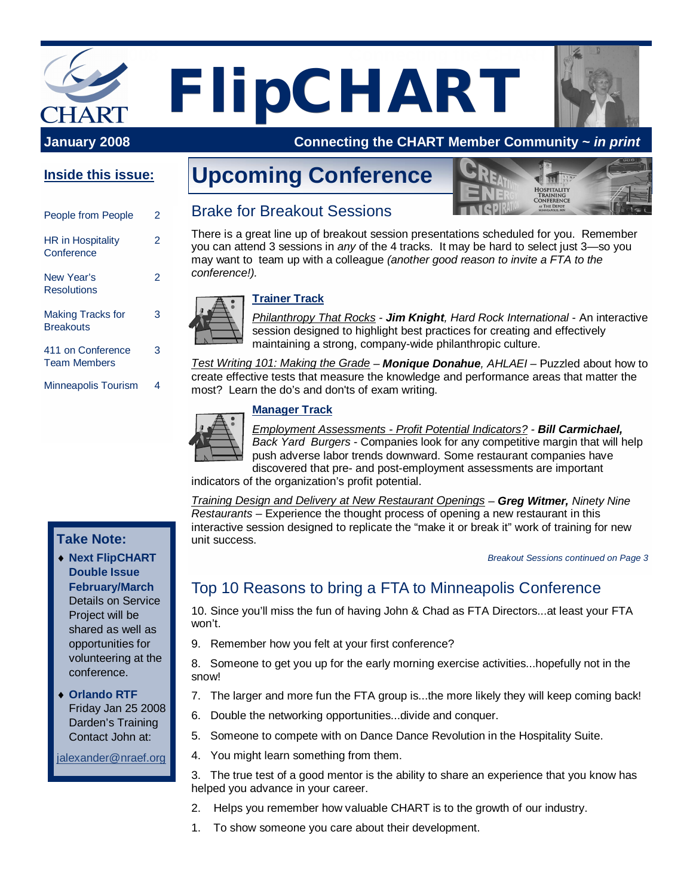# FlipCHART

**January 2008** — **Connecting the CHART Member Community ~ *in print***

## Inside this issue:

| | |
|---|---|
| People from People | 2 |
| HR in Hospitality Conference | 2 |
| New Year's Resolutions | 2 |
| Making Tracks for Breakouts | 3 |
| 411 on Conference Team Members | 3 |
| Minneapolis Tourism | 4 |

### Take Note:

- **Next FlipCHART Double Issue February/March** Details on Service Project will be shared as well as opportunities for volunteering at the conference.
- **Orlando RTF** Friday Jan 25 2008 Darden's Training Contact John at: jalexander@nraef.org

# Upcoming Conference

## Brake for Breakout Sessions

There is a great line up of breakout session presentations scheduled for you. Remember you can attend 3 sessions in *any* of the 4 tracks. It may be hard to select just 3—so you may want to team up with a colleague *(another good reason to invite a FTA to the conference!).*

### Trainer Track

*Philanthropy That Rocks* - ***Jim Knight**, Hard Rock International* - An interactive session designed to highlight best practices for creating and effectively maintaining a strong, company-wide philanthropic culture.

*Test Writing 101: Making the Grade* – ***Monique Donahue**, AHLAEI* – Puzzled about how to create effective tests that measure the knowledge and performance areas that matter the most? Learn the do's and don'ts of exam writing.

### Manager Track

*Employment Assessments - Profit Potential Indicators?* - ***Bill Carmichael,** Back Yard Burgers* - Companies look for any competitive margin that will help push adverse labor trends downward. Some restaurant companies have discovered that pre- and post-employment assessments are important indicators of the organization's profit potential.

*Training Design and Delivery at New Restaurant Openings* – ***Greg Witmer,** Ninety Nine Restaurants* – Experience the thought process of opening a new restaurant in this interactive session designed to replicate the "make it or break it" work of training for new unit success.

*Breakout Sessions continued on Page 3*

## Top 10 Reasons to bring a FTA to Minneapolis Conference

10. Since you'll miss the fun of having John & Chad as FTA Directors...at least your FTA won't.

9. Remember how you felt at your first conference?

8. Someone to get you up for the early morning exercise activities...hopefully not in the snow!

7. The larger and more fun the FTA group is...the more likely they will keep coming back!

6. Double the networking opportunities...divide and conquer.

5. Someone to compete with on Dance Dance Revolution in the Hospitality Suite.

4. You might learn something from them.

3. The true test of a good mentor is the ability to share an experience that you know has helped you advance in your career.

2. Helps you remember how valuable CHART is to the growth of our industry.

1. To show someone you care about their development.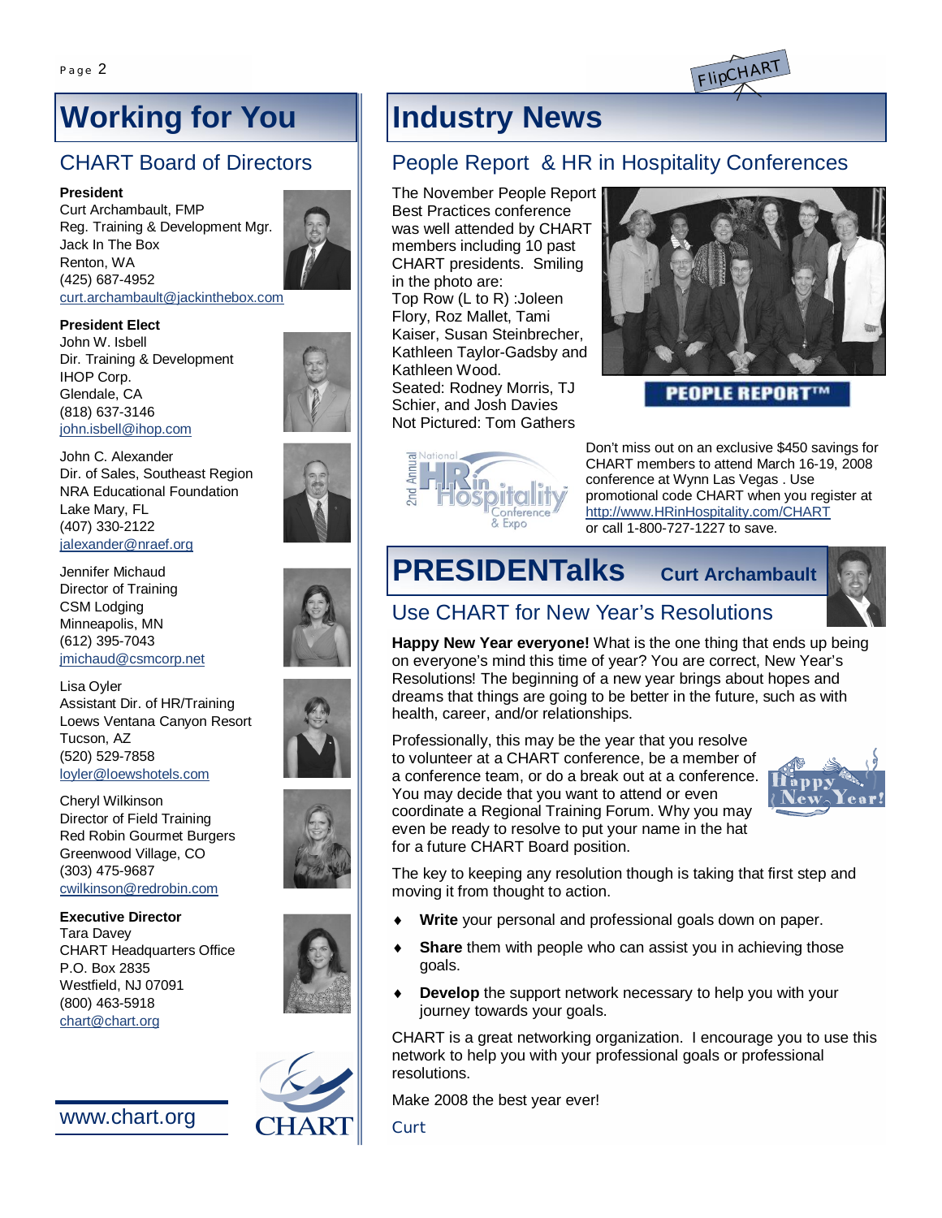# Working for You

## CHART Board of Directors

**President**
Curt Archambault, FMP
Reg. Training & Development Mgr.
Jack In The Box
Renton, WA
(425) 687-4952
curt.archambault@jackinthebox.com

**President Elect**
John W. Isbell
Dir. Training & Development
IHOP Corp.
Glendale, CA
(818) 637-3146
john.isbell@ihop.com

John C. Alexander
Dir. of Sales, Southeast Region
NRA Educational Foundation
Lake Mary, FL
(407) 330-2122
jalexander@nraef.org

Jennifer Michaud
Director of Training
CSM Lodging
Minneapolis, MN
(612) 395-7043
jmichaud@csmcorp.net

Lisa Oyler
Assistant Dir. of HR/Training
Loews Ventana Canyon Resort
Tucson, AZ
(520) 529-7858
loyler@loewshotels.com

Cheryl Wilkinson
Director of Field Training
Red Robin Gourmet Burgers
Greenwood Village, CO
(303) 475-9687
cwilkinson@redrobin.com

**Executive Director**
Tara Davey
CHART Headquarters Office
P.O. Box 2835
Westfield, NJ 07091
(800) 463-5918
chart@chart.org

www.chart.org

# Industry News

## People Report & HR in Hospitality Conferences

The November People Report Best Practices conference was well attended by CHART members including 10 past CHART presidents. Smiling in the photo are:
Top Row (L to R) :Joleen Flory, Roz Mallet, Tami Kaiser, Susan Steinbrecher, Kathleen Taylor-Gadsby and Kathleen Wood.
Seated: Rodney Morris, TJ Schier, and Josh Davies
Not Pictured: Tom Gathers

PEOPLE REPORT™

Don't miss out on an exclusive $450 savings for CHART members to attend March 16-19, 2008 conference at Wynn Las Vegas . Use promotional code CHART when you register at http://www.HRinHospitality.com/CHART or call 1-800-727-1227 to save.

# PRESIDENTalks Curt Archambault

## Use CHART for New Year's Resolutions

**Happy New Year everyone!** What is the one thing that ends up being on everyone's mind this time of year? You are correct, New Year's Resolutions! The beginning of a new year brings about hopes and dreams that things are going to be better in the future, such as with health, career, and/or relationships.

Professionally, this may be the year that you resolve to volunteer at a CHART conference, be a member of a conference team, or do a break out at a conference. You may decide that you want to attend or even coordinate a Regional Training Forum. Why you may even be ready to resolve to put your name in the hat for a future CHART Board position.

The key to keeping any resolution though is taking that first step and moving it from thought to action.

- **Write** your personal and professional goals down on paper.
- **Share** them with people who can assist you in achieving those goals.
- **Develop** the support network necessary to help you with your journey towards your goals.

CHART is a great networking organization. I encourage you to use this network to help you with your professional goals or professional resolutions.

Make 2008 the best year ever!

Curt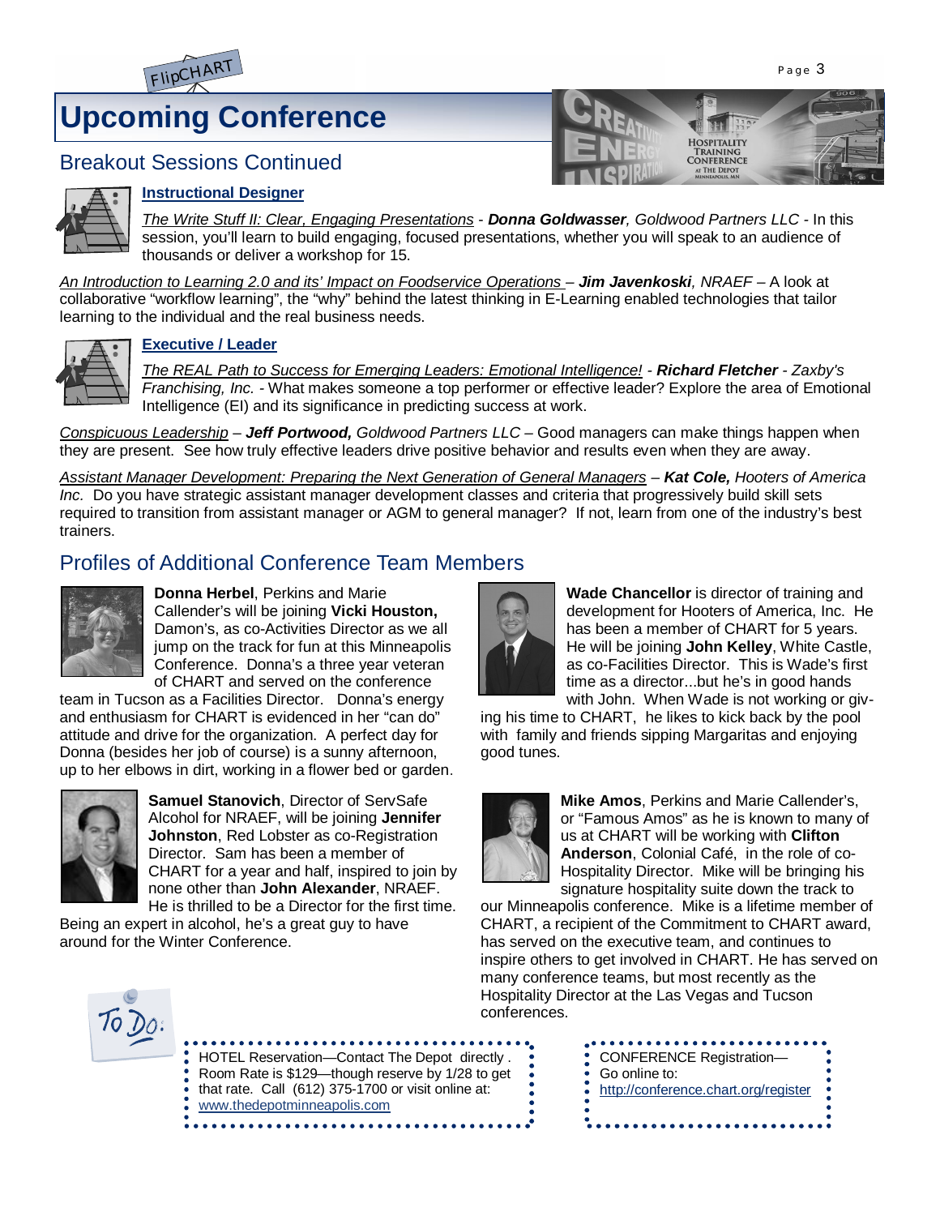# Upcoming Conference

## Breakout Sessions Continued

### Instructional Designer

The Write Stuff II: Clear, Engaging Presentations - ***Donna Goldwasser**, Goldwood Partners LLC* - In this session, you'll learn to build engaging, focused presentations, whether you will speak to an audience of thousands or deliver a workshop for 15.

An Introduction to Learning 2.0 and its' Impact on Foodservice Operations – ***Jim Javenkoski**, NRAEF* – A look at collaborative "workflow learning", the "why" behind the latest thinking in E-Learning enabled technologies that tailor learning to the individual and the real business needs.

### Executive / Leader

The REAL Path to Success for Emerging Leaders: Emotional Intelligence! - ***Richard Fletcher** - Zaxby's Franchising, Inc.* - What makes someone a top performer or effective leader? Explore the area of Emotional Intelligence (EI) and its significance in predicting success at work.

Conspicuous Leadership – ***Jeff Portwood,** Goldwood Partners LLC* – Good managers can make things happen when they are present. See how truly effective leaders drive positive behavior and results even when they are away.

Assistant Manager Development: Preparing the Next Generation of General Managers – ***Kat Cole,** Hooters of America Inc.* Do you have strategic assistant manager development classes and criteria that progressively build skill sets required to transition from assistant manager or AGM to general manager? If not, learn from one of the industry's best trainers.

## Profiles of Additional Conference Team Members

**Donna Herbel**, Perkins and Marie Callender's will be joining **Vicki Houston,** Damon's, as co-Activities Director as we all jump on the track for fun at this Minneapolis Conference. Donna's a three year veteran of CHART and served on the conference team in Tucson as a Facilities Director. Donna's energy and enthusiasm for CHART is evidenced in her "can do" attitude and drive for the organization. A perfect day for Donna (besides her job of course) is a sunny afternoon, up to her elbows in dirt, working in a flower bed or garden.

**Samuel Stanovich**, Director of ServSafe Alcohol for NRAEF, will be joining **Jennifer Johnston**, Red Lobster as co-Registration Director. Sam has been a member of CHART for a year and half, inspired to join by none other than **John Alexander**, NRAEF. He is thrilled to be a Director for the first time. Being an expert in alcohol, he's a great guy to have around for the Winter Conference.

**Wade Chancellor** is director of training and development for Hooters of America, Inc. He has been a member of CHART for 5 years. He will be joining **John Kelley**, White Castle, as co-Facilities Director. This is Wade's first time as a director...but he's in good hands with John. When Wade is not working or giving his time to CHART, he likes to kick back by the pool with family and friends sipping Margaritas and enjoying good tunes.

**Mike Amos**, Perkins and Marie Callender's, or "Famous Amos" as he is known to many of us at CHART will be working with **Clifton Anderson**, Colonial Café, in the role of co-Hospitality Director. Mike will be bringing his signature hospitality suite down the track to our Minneapolis conference. Mike is a lifetime member of CHART, a recipient of the Commitment to CHART award, has served on the executive team, and continues to inspire others to get involved in CHART. He has served on many conference teams, but most recently as the Hospitality Director at the Las Vegas and Tucson conferences.

**To Do:**

HOTEL Reservation—Contact The Depot directly . Room Rate is $129—though reserve by 1/28 to get that rate. Call (612) 375-1700 or visit online at: www.thedepotminneapolis.com

CONFERENCE Registration—Go online to: http://conference.chart.org/register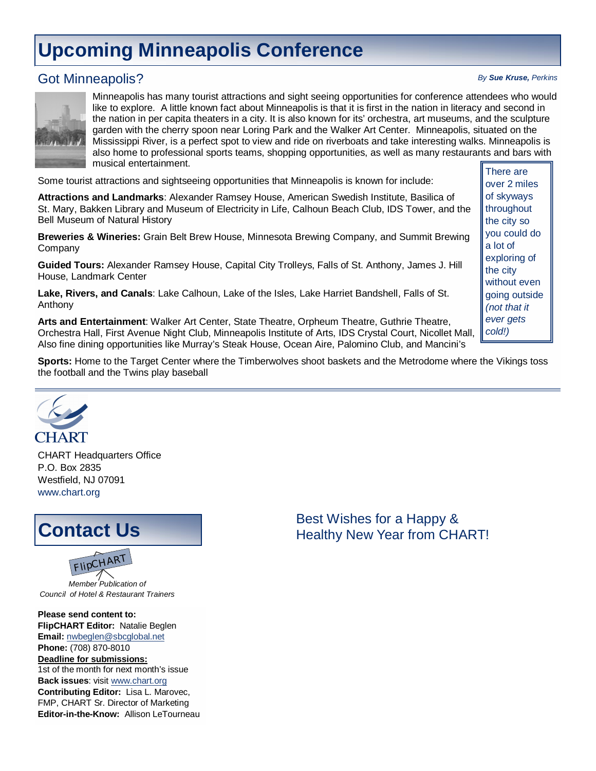# Upcoming Minneapolis Conference

## Got Minneapolis?

*By **Sue Kruse**, Perkins*

Minneapolis has many tourist attractions and sight seeing opportunities for conference attendees who would like to explore. A little known fact about Minneapolis is that it is first in the nation in literacy and second in the nation in per capita theaters in a city. It is also known for its' orchestra, art museums, and the sculpture garden with the cherry spoon near Loring Park and the Walker Art Center. Minneapolis, situated on the Mississippi River, is a perfect spot to view and ride on riverboats and take interesting walks. Minneapolis is also home to professional sports teams, shopping opportunities, as well as many restaurants and bars with musical entertainment.

Some tourist attractions and sightseeing opportunities that Minneapolis is known for include:

**Attractions and Landmarks**: Alexander Ramsey House, American Swedish Institute, Basilica of St. Mary, Bakken Library and Museum of Electricity in Life, Calhoun Beach Club, IDS Tower, and the Bell Museum of Natural History

**Breweries & Wineries:** Grain Belt Brew House, Minnesota Brewing Company, and Summit Brewing Company

**Guided Tours:** Alexander Ramsey House, Capital City Trolleys, Falls of St. Anthony, James J. Hill House, Landmark Center

**Lake, Rivers, and Canals**: Lake Calhoun, Lake of the Isles, Lake Harriet Bandshell, Falls of St. Anthony

**Arts and Entertainment**: Walker Art Center, State Theatre, Orpheum Theatre, Guthrie Theatre, Orchestra Hall, First Avenue Night Club, Minneapolis Institute of Arts, IDS Crystal Court, Nicollet Mall, Also fine dining opportunities like Murray's Steak House, Ocean Aire, Palomino Club, and Mancini's

There are over 2 miles of skyways throughout the city so you could do a lot of exploring of the city without even going outside *(not that it ever gets cold!)*

**Sports:** Home to the Target Center where the Timberwolves shoot baskets and the Metrodome where the Vikings toss the football and the Twins play baseball

---

CHART

CHART Headquarters Office
P.O. Box 2835
Westfield, NJ 07091
www.chart.org

Best Wishes for a Happy & Healthy New Year from CHART!

# Contact Us

FlipCHART

*Member Publication of Council of Hotel & Restaurant Trainers*

**Please send content to:**
**FlipCHART Editor:** Natalie Beglen
**Email:** nwbeglen@sbcglobal.net
**Phone:** (708) 870-8010
**Deadline for submissions:**
1st of the month for next month's issue
**Back issues**: visit www.chart.org
**Contributing Editor:** Lisa L. Marovec, FMP, CHART Sr. Director of Marketing
**Editor-in-the-Know:** Allison LeTourneau